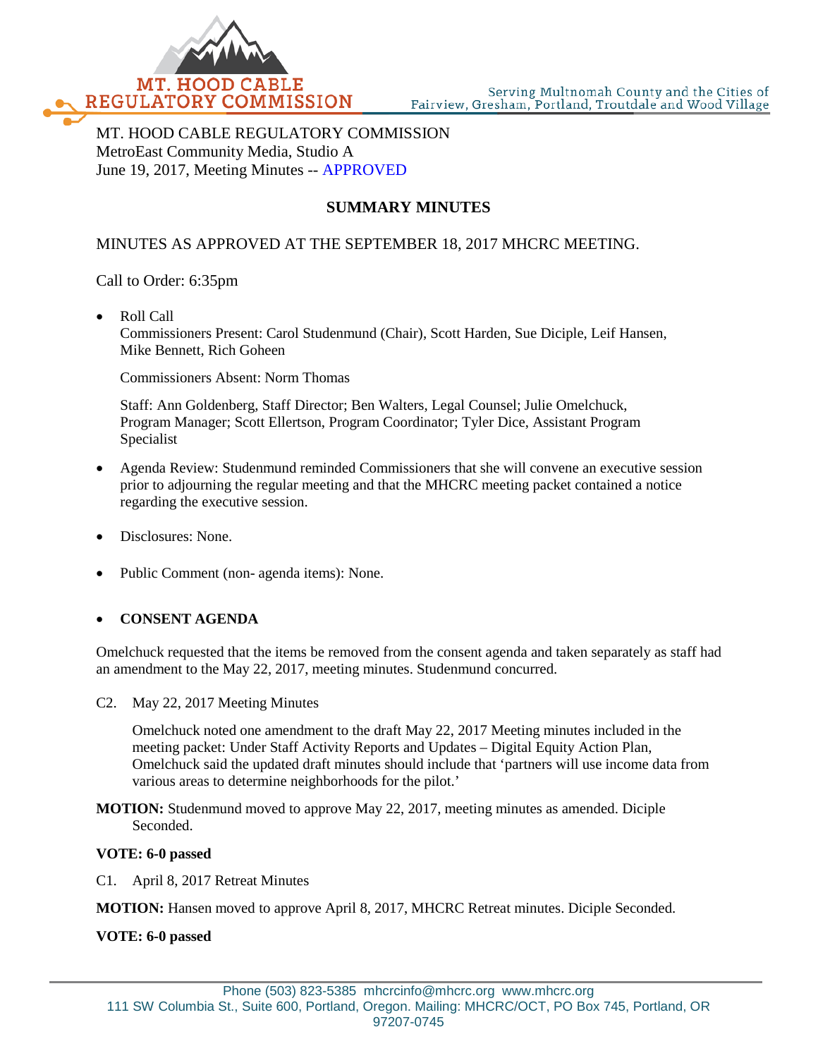MT. HOOD CABLE REGULATORY COMMISSION
MetroEast Community Media, Studio A
June 19, 2017, Meeting Minutes -- APPROVED

## SUMMARY MINUTES

MINUTES AS APPROVED AT THE SEPTEMBER 18, 2017 MHCRC MEETING.

Call to Order: 6:35pm

- Roll Call
  Commissioners Present: Carol Studenmund (Chair), Scott Harden, Sue Diciple, Leif Hansen, Mike Bennett, Rich Goheen

  Commissioners Absent: Norm Thomas

  Staff: Ann Goldenberg, Staff Director; Ben Walters, Legal Counsel; Julie Omelchuck, Program Manager; Scott Ellertson, Program Coordinator; Tyler Dice, Assistant Program Specialist

- Agenda Review: Studenmund reminded Commissioners that she will convene an executive session prior to adjourning the regular meeting and that the MHCRC meeting packet contained a notice regarding the executive session.

- Disclosures: None.

- Public Comment (non- agenda items): None.

- **CONSENT AGENDA**

Omelchuck requested that the items be removed from the consent agenda and taken separately as staff had an amendment to the May 22, 2017, meeting minutes. Studenmund concurred.

C2. May 22, 2017 Meeting Minutes

Omelchuck noted one amendment to the draft May 22, 2017 Meeting minutes included in the meeting packet: Under Staff Activity Reports and Updates – Digital Equity Action Plan, Omelchuck said the updated draft minutes should include that 'partners will use income data from various areas to determine neighborhoods for the pilot.'

**MOTION:** Studenmund moved to approve May 22, 2017, meeting minutes as amended. Diciple Seconded.

**VOTE: 6-0 passed**

C1. April 8, 2017 Retreat Minutes

**MOTION:** Hansen moved to approve April 8, 2017, MHCRC Retreat minutes. Diciple Seconded.

**VOTE: 6-0 passed**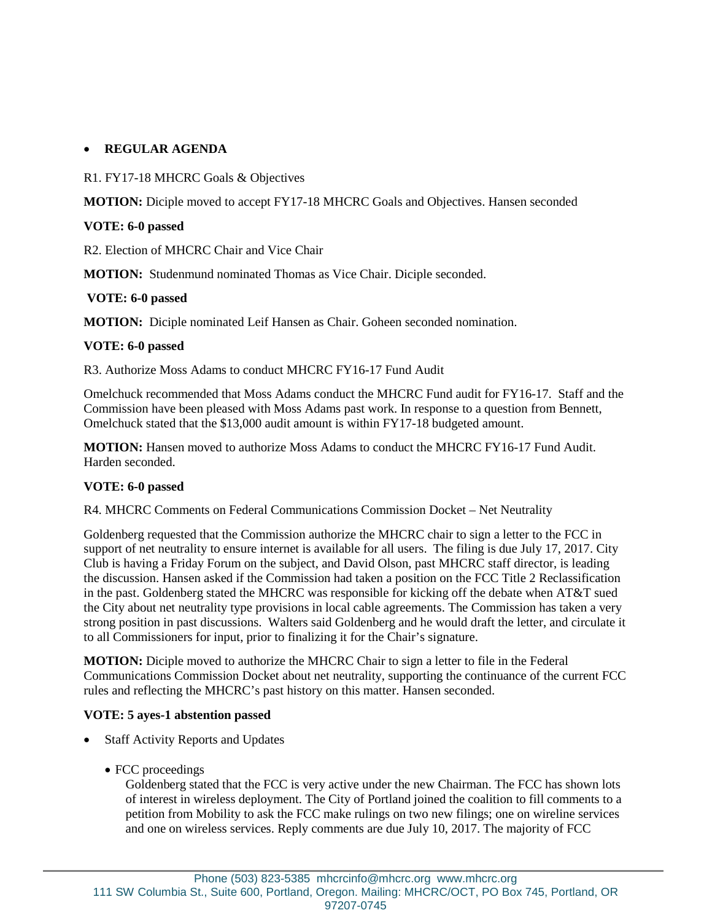- **REGULAR AGENDA**

R1. FY17-18 MHCRC Goals & Objectives

**MOTION:** Diciple moved to accept FY17-18 MHCRC Goals and Objectives. Hansen seconded

**VOTE: 6-0 passed**

R2. Election of MHCRC Chair and Vice Chair

**MOTION:** Studenmund nominated Thomas as Vice Chair. Diciple seconded.

**VOTE: 6-0 passed**

**MOTION:** Diciple nominated Leif Hansen as Chair. Goheen seconded nomination.

**VOTE: 6-0 passed**

R3. Authorize Moss Adams to conduct MHCRC FY16-17 Fund Audit

Omelchuck recommended that Moss Adams conduct the MHCRC Fund audit for FY16-17. Staff and the Commission have been pleased with Moss Adams past work. In response to a question from Bennett, Omelchuck stated that the $13,000 audit amount is within FY17-18 budgeted amount.

**MOTION:** Hansen moved to authorize Moss Adams to conduct the MHCRC FY16-17 Fund Audit. Harden seconded.

**VOTE: 6-0 passed**

R4. MHCRC Comments on Federal Communications Commission Docket – Net Neutrality

Goldenberg requested that the Commission authorize the MHCRC chair to sign a letter to the FCC in support of net neutrality to ensure internet is available for all users. The filing is due July 17, 2017. City Club is having a Friday Forum on the subject, and David Olson, past MHCRC staff director, is leading the discussion. Hansen asked if the Commission had taken a position on the FCC Title 2 Reclassification in the past. Goldenberg stated the MHCRC was responsible for kicking off the debate when AT&T sued the City about net neutrality type provisions in local cable agreements. The Commission has taken a very strong position in past discussions. Walters said Goldenberg and he would draft the letter, and circulate it to all Commissioners for input, prior to finalizing it for the Chair's signature.

**MOTION:** Diciple moved to authorize the MHCRC Chair to sign a letter to file in the Federal Communications Commission Docket about net neutrality, supporting the continuance of the current FCC rules and reflecting the MHCRC's past history on this matter. Hansen seconded.

**VOTE: 5 ayes-1 abstention passed**

- Staff Activity Reports and Updates

  - FCC proceedings

    Goldenberg stated that the FCC is very active under the new Chairman. The FCC has shown lots of interest in wireless deployment. The City of Portland joined the coalition to fill comments to a petition from Mobility to ask the FCC make rulings on two new filings; one on wireline services and one on wireless services. Reply comments are due July 10, 2017. The majority of FCC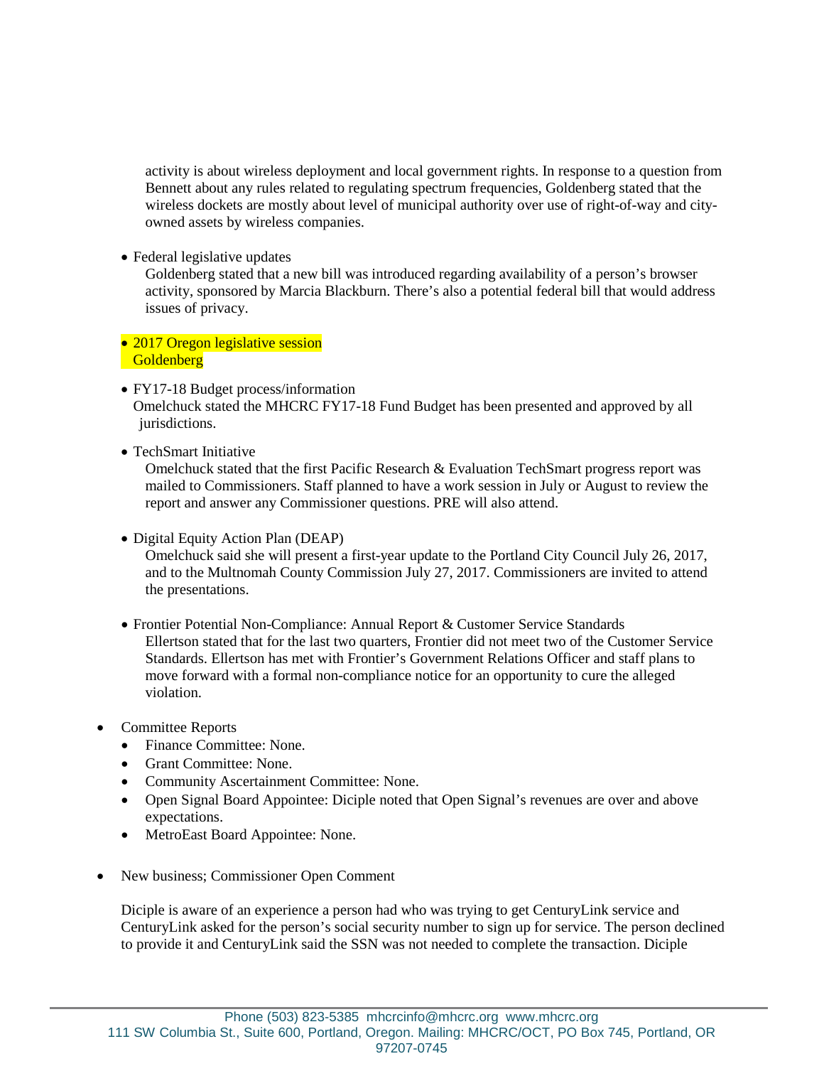activity is about wireless deployment and local government rights. In response to a question from Bennett about any rules related to regulating spectrum frequencies, Goldenberg stated that the wireless dockets are mostly about level of municipal authority over use of right-of-way and city-owned assets by wireless companies.

- Federal legislative updates
  Goldenberg stated that a new bill was introduced regarding availability of a person's browser activity, sponsored by Marcia Blackburn. There's also a potential federal bill that would address issues of privacy.

- 2017 Oregon legislative session
  Goldenberg

- FY17-18 Budget process/information
  Omelchuck stated the MHCRC FY17-18 Fund Budget has been presented and approved by all jurisdictions.

- TechSmart Initiative
  Omelchuck stated that the first Pacific Research & Evaluation TechSmart progress report was mailed to Commissioners. Staff planned to have a work session in July or August to review the report and answer any Commissioner questions. PRE will also attend.

- Digital Equity Action Plan (DEAP)
  Omelchuck said she will present a first-year update to the Portland City Council July 26, 2017, and to the Multnomah County Commission July 27, 2017. Commissioners are invited to attend the presentations.

- Frontier Potential Non-Compliance: Annual Report & Customer Service Standards
  Ellertson stated that for the last two quarters, Frontier did not meet two of the Customer Service Standards. Ellertson has met with Frontier's Government Relations Officer and staff plans to move forward with a formal non-compliance notice for an opportunity to cure the alleged violation.

- Committee Reports
  - Finance Committee: None.
  - Grant Committee: None.
  - Community Ascertainment Committee: None.
  - Open Signal Board Appointee: Diciple noted that Open Signal's revenues are over and above expectations.
  - MetroEast Board Appointee: None.

- New business; Commissioner Open Comment

  Diciple is aware of an experience a person had who was trying to get CenturyLink service and CenturyLink asked for the person's social security number to sign up for service. The person declined to provide it and CenturyLink said the SSN was not needed to complete the transaction. Diciple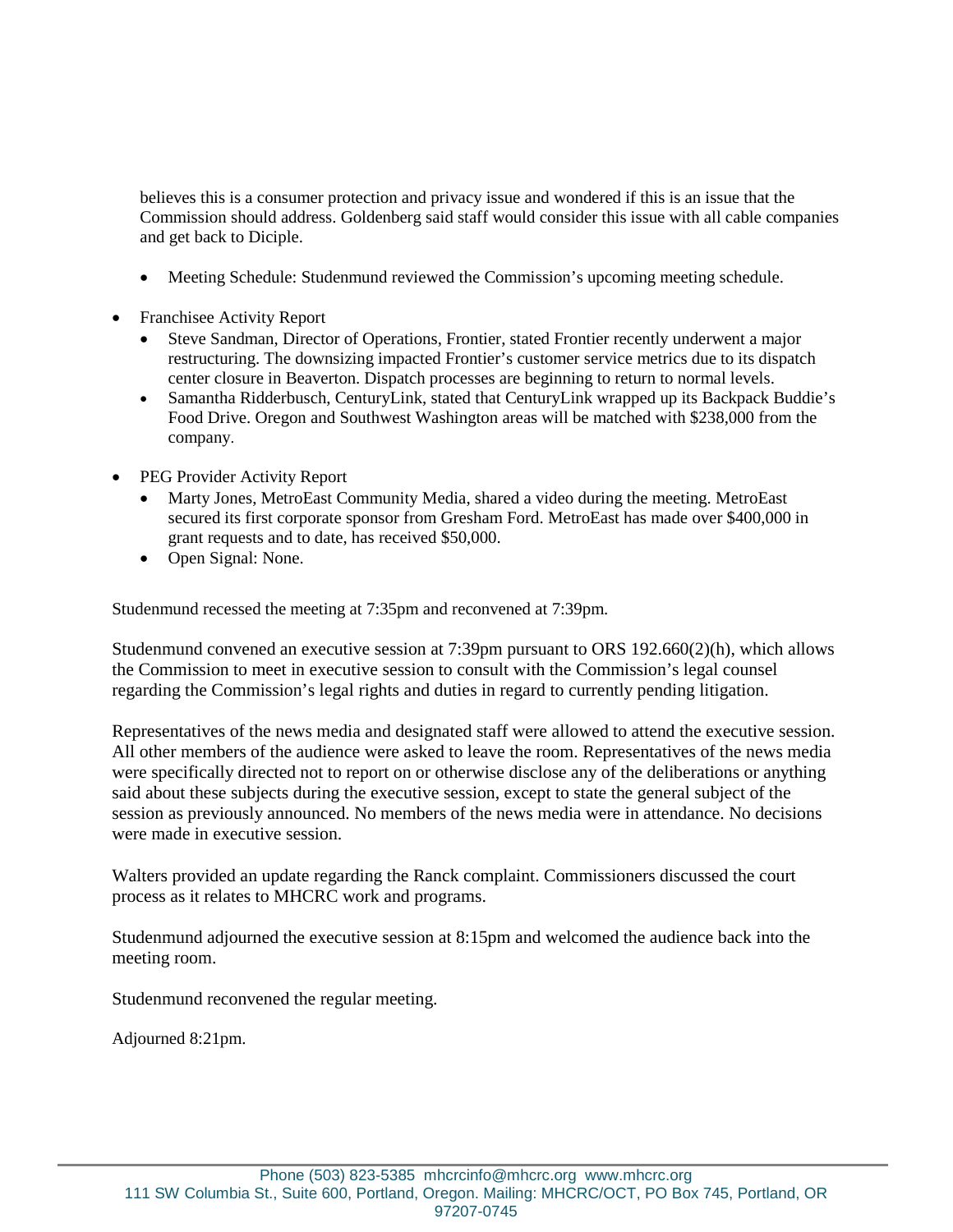believes this is a consumer protection and privacy issue and wondered if this is an issue that the Commission should address. Goldenberg said staff would consider this issue with all cable companies and get back to Diciple.

- Meeting Schedule: Studenmund reviewed the Commission's upcoming meeting schedule.

- Franchisee Activity Report
  - Steve Sandman, Director of Operations, Frontier, stated Frontier recently underwent a major restructuring. The downsizing impacted Frontier's customer service metrics due to its dispatch center closure in Beaverton. Dispatch processes are beginning to return to normal levels.
  - Samantha Ridderbusch, CenturyLink, stated that CenturyLink wrapped up its Backpack Buddie's Food Drive. Oregon and Southwest Washington areas will be matched with $238,000 from the company.

- PEG Provider Activity Report
  - Marty Jones, MetroEast Community Media, shared a video during the meeting. MetroEast secured its first corporate sponsor from Gresham Ford. MetroEast has made over $400,000 in grant requests and to date, has received $50,000.
  - Open Signal: None.

Studenmund recessed the meeting at 7:35pm and reconvened at 7:39pm.

Studenmund convened an executive session at 7:39pm pursuant to ORS 192.660(2)(h), which allows the Commission to meet in executive session to consult with the Commission's legal counsel regarding the Commission's legal rights and duties in regard to currently pending litigation.

Representatives of the news media and designated staff were allowed to attend the executive session. All other members of the audience were asked to leave the room. Representatives of the news media were specifically directed not to report on or otherwise disclose any of the deliberations or anything said about these subjects during the executive session, except to state the general subject of the session as previously announced. No members of the news media were in attendance. No decisions were made in executive session.

Walters provided an update regarding the Ranck complaint. Commissioners discussed the court process as it relates to MHCRC work and programs.

Studenmund adjourned the executive session at 8:15pm and welcomed the audience back into the meeting room.

Studenmund reconvened the regular meeting.

Adjourned 8:21pm.